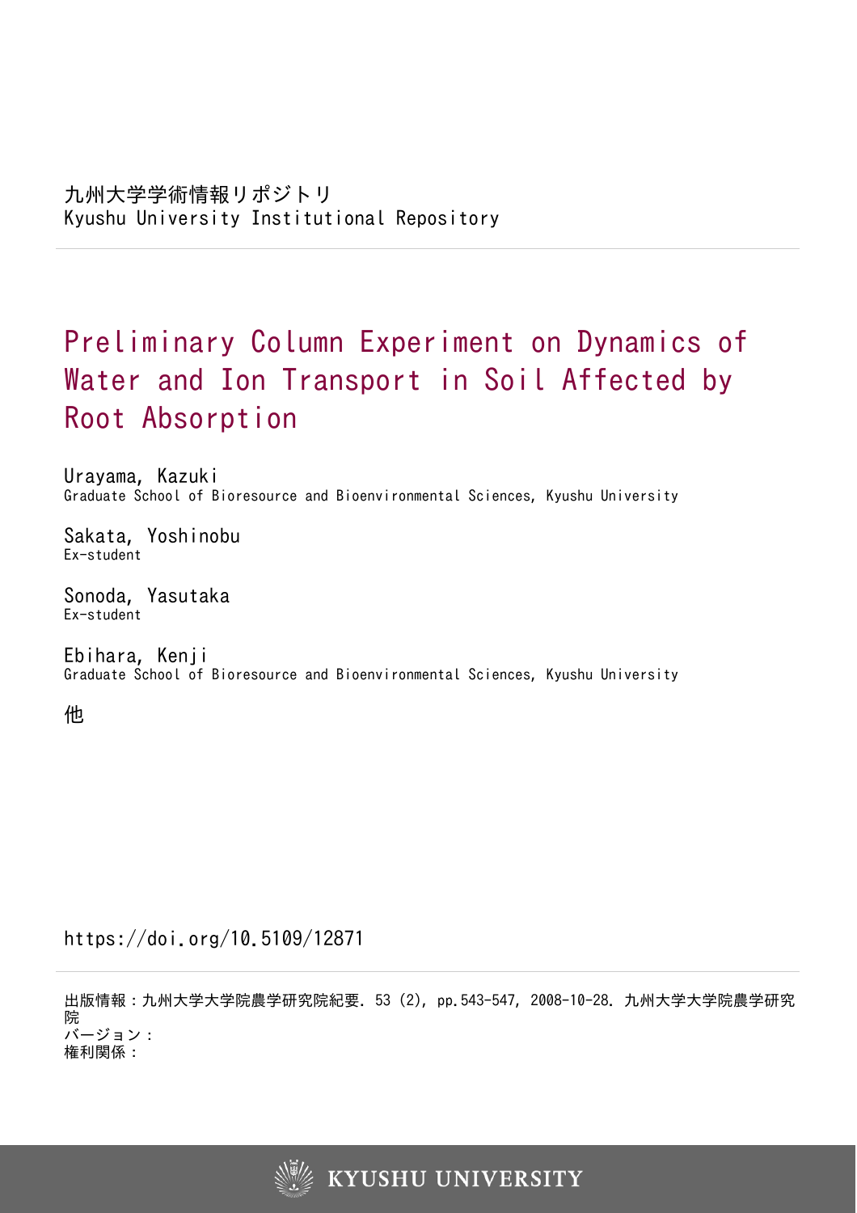九州大学学術情報リポジトリ
Kyushu University Institutional Repository

# Preliminary Column Experiment on Dynamics of Water and Ion Transport in Soil Affected by Root Absorption

Urayama, Kazuki
Graduate School of Bioresource and Bioenvironmental Sciences, Kyushu University

Sakata, Yoshinobu
Ex-student

Sonoda, Yasutaka
Ex-student

Ebihara, Kenji
Graduate School of Bioresource and Bioenvironmental Sciences, Kyushu University

他

https://doi.org/10.5109/12871

出版情報：九州大学大学院農学研究院紀要. 53 (2), pp.543-547, 2008-10-28. 九州大学大学院農学研究院
バージョン：
権利関係：

KYUSHU UNIVERSITY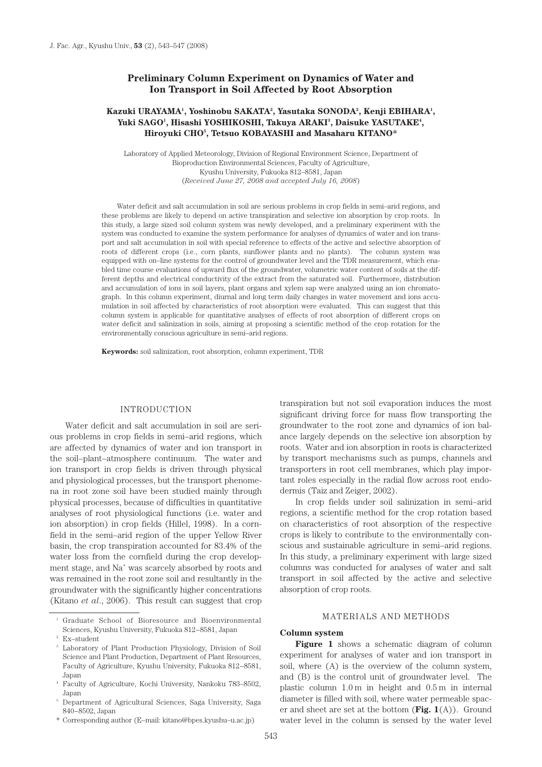# Preliminary Column Experiment on Dynamics of Water and Ion Transport in Soil Affected by Root Absorption

**Kazuki URAYAMA[1], Yoshinobu SAKATA[2], Yasutaka SONODA[2], Kenji EBIHARA[1], Yuki SAGO[1], Hisashi YOSHIKOSHI, Takuya ARAKI[3], Daisuke YASUTAKE[4], Hiroyuki CHO[5], Tetsuo KOBAYASHI and Masaharu KITANO***

Laboratory of Applied Meteorology, Division of Regional Environment Science, Department of Bioproduction Environmental Sciences, Faculty of Agriculture, Kyushu University, Fukuoka 812–8581, Japan
(*Received June 27, 2008 and accepted July 16, 2008*)

Water deficit and salt accumulation in soil are serious problems in crop fields in semi–arid regions, and these problems are likely to depend on active transpiration and selective ion absorption by crop roots. In this study, a large sized soil column system was newly developed, and a preliminary experiment with the system was conducted to examine the system performance for analyses of dynamics of water and ion transport and salt accumulation in soil with special reference to effects of the active and selective absorption of roots of different crops (i.e., corn plants, sunflower plants and no plants). The column system was equipped with on–line systems for the control of groundwater level and the TDR measurement, which enabled time course evaluations of upward flux of the groundwater, volumetric water content of soils at the different depths and electrical conductivity of the extract from the saturated soil. Furthermore, distribution and accumulation of ions in soil layers, plant organs and xylem sap were analyzed using an ion chromatograph. In this column experiment, diurnal and long term daily changes in water movement and ions accumulation in soil affected by characteristics of root absorption were evaluated. This can suggest that this column system is applicable for quantitative analyses of effects of root absorption of different crops on water deficit and salinization in soils, aiming at proposing a scientific method of the crop rotation for the environmentally conscious agriculture in semi–arid regions.

**Keywords:** soil salinization, root absorption, column experiment, TDR

## INTRODUCTION

Water deficit and salt accumulation in soil are serious problems in crop fields in semi–arid regions, which are affected by dynamics of water and ion transport in the soil–plant–atmosphere continuum. The water and ion transport in crop fields is driven through physical and physiological processes, but the transport phenomena in root zone soil have been studied mainly through physical processes, because of difficulties in quantitative analyses of root physiological functions (i.e. water and ion absorption) in crop fields (Hillel, 1998). In a cornfield in the semi–arid region of the upper Yellow River basin, the crop transpiration accounted for 83.4% of the water loss from the cornfield during the crop development stage, and $Na^+$ was scarcely absorbed by roots and was remained in the root zone soil and resultantly in the groundwater with the significantly higher concentrations (Kitano *et al*., 2006). This result can suggest that crop transpiration but not soil evaporation induces the most significant driving force for mass flow transporting the groundwater to the root zone and dynamics of ion balance largely depends on the selective ion absorption by roots. Water and ion absorption in roots is characterized by transport mechanisms such as pumps, channels and transporters in root cell membranes, which play important roles especially in the radial flow across root endodermis (Taiz and Zeiger, 2002).

In crop fields under soil salinization in semi–arid regions, a scientific method for the crop rotation based on characteristics of root absorption of the respective crops is likely to contribute to the environmentally conscious and sustainable agriculture in semi–arid regions. In this study, a preliminary experiment with large sized columns was conducted for analyses of water and salt transport in soil affected by the active and selective absorption of crop roots.

## MATERIALS AND METHODS

### Column system

**Figure 1** shows a schematic diagram of column experiment for analyses of water and ion transport in soil, where (A) is the overview of the column system, and (B) is the control unit of groundwater level. The plastic column 1.0 m in height and 0.5 m in internal diameter is filled with soil, where water permeable spacer and sheet are set at the bottom (**Fig. 1**(A)). Ground water level in the column is sensed by the water level

---

[1] Graduate School of Bioresource and Bioenvironmental Sciences, Kyushu University, Fukuoka 812–8581, Japan
[2] Ex–student
[3] Laboratory of Plant Production Physiology, Division of Soil Science and Plant Production, Department of Plant Resources, Faculty of Agriculture, Kyushu University, Fukuoka 812–8581, Japan
[4] Faculty of Agriculture, Kochi University, Nankoku 783–8502, Japan
[5] Department of Agricultural Sciences, Saga University, Saga 840–8502, Japan
\* Corresponding author (E–mail: kitano@bpes.kyushu–u.ac.jp)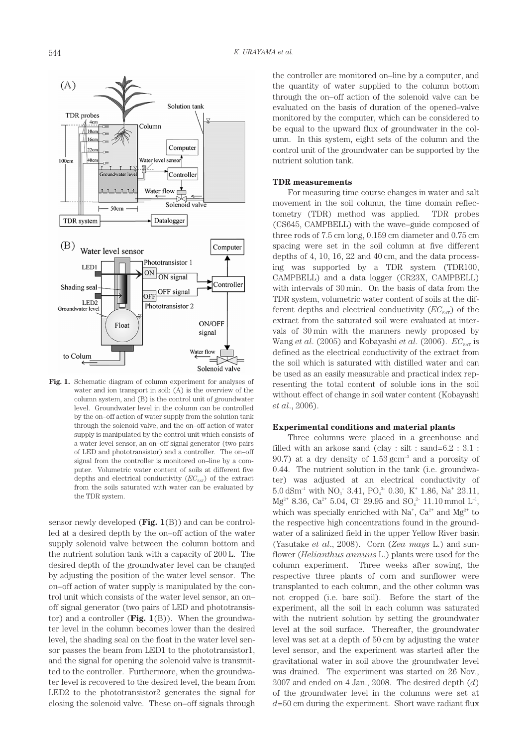**Fig. 1.** Schematic diagram of column experiment for analyses of water and ion transport in soil: (A) is the overview of the column system, and (B) is the control unit of groundwater level. Groundwater level in the column can be controlled by the on–off action of water supply from the solution tank through the solenoid valve, and the on–off action of water supply is manipulated by the control unit which consists of a water level sensor, an on–off signal generator (two pairs of LED and phototransistor) and a controller. The on–off signal from the controller is monitored on–line by a computer. Volumetric water content of soils at different five depths and electrical conductivity ($EC_{SAT}$) of the extract from the soils saturated with water can be evaluated by the TDR system.

sensor newly developed (**Fig. 1**(B)) and can be controlled at a desired depth by the on–off action of the water supply solenoid valve between the column bottom and the nutrient solution tank with a capacity of 200 L. The desired depth of the groundwater level can be changed by adjusting the position of the water level sensor. The on–off action of water supply is manipulated by the control unit which consists of the water level sensor, an on–off signal generator (two pairs of LED and phototransistor) and a controller (**Fig. 1**(B)). When the groundwater level in the column becomes lower than the desired level, the shading seal on the float in the water level sensor passes the beam from LED1 to the phototransistor1, and the signal for opening the solenoid valve is transmitted to the controller. Furthermore, when the groundwater level is recovered to the desired level, the beam from LED2 to the phototransistor2 generates the signal for closing the solenoid valve. These on–off signals through the controller are monitored on–line by a computer, and the quantity of water supplied to the column bottom through the on–off action of the solenoid valve can be evaluated on the basis of duration of the opened–valve monitored by the computer, which can be considered to be equal to the upward flux of groundwater in the column. In this system, eight sets of the column and the control unit of the groundwater can be supported by the nutrient solution tank.

### TDR measurements

For measuring time course changes in water and salt movement in the soil column, the time domain reflectometry (TDR) method was applied. TDR probes (CS645, CAMPBELL) with the wave–guide composed of three rods of 7.5 cm long, 0.159 cm diameter and 0.75 cm spacing were set in the soil column at five different depths of 4, 10, 16, 22 and 40 cm, and the data processing was supported by a TDR system (TDR100, CAMPBELL) and a data logger (CR23X, CAMPBELL) with intervals of 30 min. On the basis of data from the TDR system, volumetric water content of soils at the different depths and electrical conductivity ($EC_{SAT}$) of the extract from the saturated soil were evaluated at intervals of 30 min with the manners newly proposed by Wang *et al*. (2005) and Kobayashi *et al*. (2006). $EC_{SAT}$ is defined as the electrical conductivity of the extract from the soil which is saturated with distilled water and can be used as an easily measurable and practical index representing the total content of soluble ions in the soil without effect of change in soil water content (Kobayashi *et al*., 2006).

### Experimental conditions and material plants

Three columns were placed in a greenhouse and filled with an arkose sand (clay : silt : sand=6.2 : 3.1 : 90.7) at a dry density of 1.53 gcm$^{-3}$ and a porosity of 0.44. The nutrient solution in the tank (i.e. groundwater) was adjusted at an electrical conductivity of 5.0 dSm$^{-1}$ with $NO_3^-$ 3.41, $PO_4^{3-}$ 0.30, $K^+$ 1.86, $Na^+$ 23.11, $Mg^{2+}$ 8.36, $Ca^{2+}$ 5.04, $Cl^-$ 29.95 and $SO_4^{2-}$ 11.10 mmol L$^{-1}$, which was specially enriched with $Na^+$, $Ca^{2+}$ and $Mg^{2+}$ to the respective high concentrations found in the groundwater of a salinized field in the upper Yellow River basin (Yasutake *et al*., 2008). Corn (*Zea mays* L.) and sunflower (*Helianthus annuus* L.) plants were used for the column experiment. Three weeks after sowing, the respective three plants of corn and sunflower were transplanted to each column, and the other column was not cropped (i.e. bare soil). Before the start of the experiment, all the soil in each column was saturated with the nutrient solution by setting the groundwater level at the soil surface. Thereafter, the groundwater level was set at a depth of 50 cm by adjusting the water level sensor, and the experiment was started after the gravitational water in soil above the groundwater level was drained. The experiment was started on 26 Nov., 2007 and ended on 4 Jan., 2008. The desired depth ($d$) of the groundwater level in the columns were set at $d$=50 cm during the experiment. Short wave radiant flux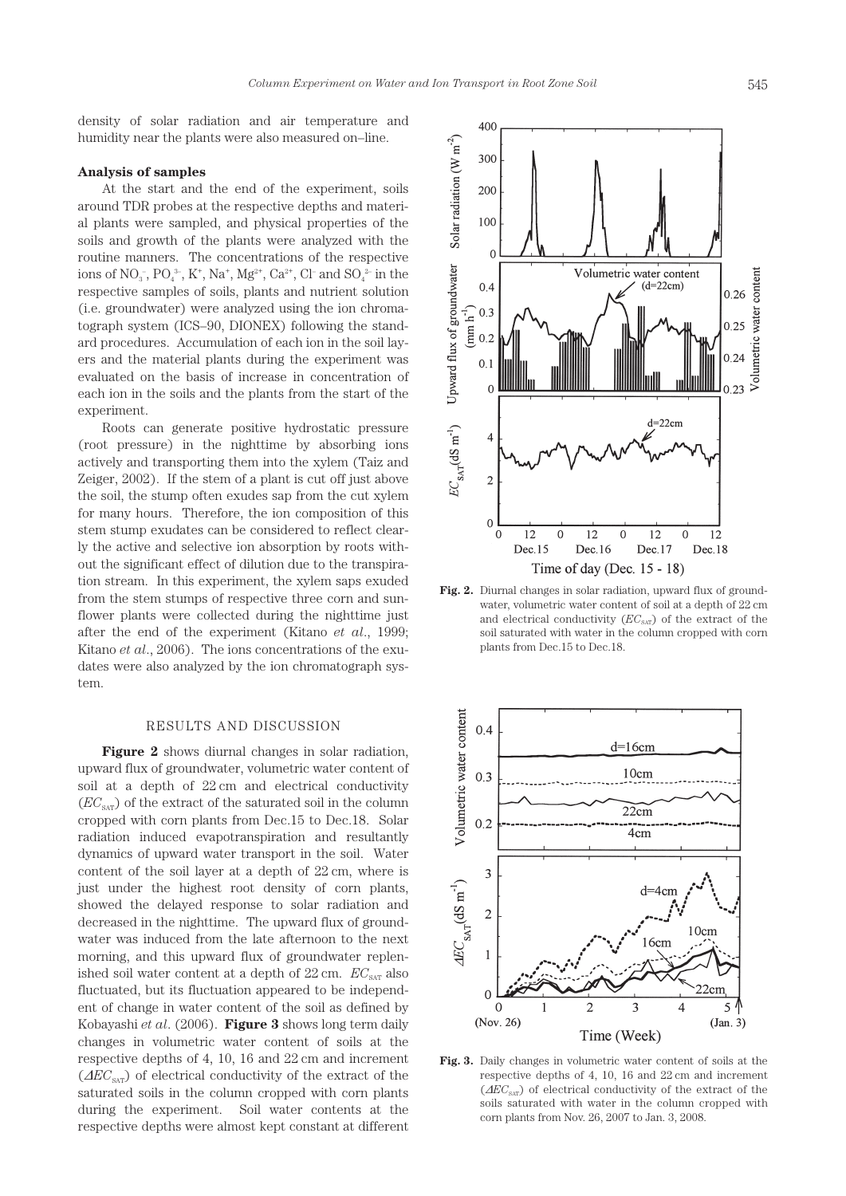density of solar radiation and air temperature and humidity near the plants were also measured on–line.

### Analysis of samples

At the start and the end of the experiment, soils around TDR probes at the respective depths and material plants were sampled, and physical properties of the soils and growth of the plants were analyzed with the routine manners. The concentrations of the respective ions of $NO_3^-$, $PO_4^{3-}$, $K^+$, $Na^+$, $Mg^{2+}$, $Ca^{2+}$, $Cl^-$ and $SO_4^{2-}$ in the respective samples of soils, plants and nutrient solution (i.e. groundwater) were analyzed using the ion chromatograph system (ICS–90, DIONEX) following the standard procedures. Accumulation of each ion in the soil layers and the material plants during the experiment was evaluated on the basis of increase in concentration of each ion in the soils and the plants from the start of the experiment.

Roots can generate positive hydrostatic pressure (root pressure) in the nighttime by absorbing ions actively and transporting them into the xylem (Taiz and Zeiger, 2002). If the stem of a plant is cut off just above the soil, the stump often exudes sap from the cut xylem for many hours. Therefore, the ion composition of this stem stump exudates can be considered to reflect clearly the active and selective ion absorption by roots without the significant effect of dilution due to the transpiration stream. In this experiment, the xylem saps exuded from the stem stumps of respective three corn and sunflower plants were collected during the nighttime just after the end of the experiment (Kitano *et al*., 1999; Kitano *et al*., 2006). The ions concentrations of the exudates were also analyzed by the ion chromatograph system.

## RESULTS AND DISCUSSION

**Figure 2** shows diurnal changes in solar radiation, upward flux of groundwater, volumetric water content of soil at a depth of 22 cm and electrical conductivity ($EC_{SAT}$) of the extract of the saturated soil in the column cropped with corn plants from Dec.15 to Dec.18. Solar radiation induced evapotranspiration and resultantly dynamics of upward water transport in the soil. Water content of the soil layer at a depth of 22 cm, where is just under the highest root density of corn plants, showed the delayed response to solar radiation and decreased in the nighttime. The upward flux of groundwater was induced from the late afternoon to the next morning, and this upward flux of groundwater replenished soil water content at a depth of 22 cm. $EC_{SAT}$ also fluctuated, but its fluctuation appeared to be independent of change in water content of the soil as defined by Kobayashi *et al*. (2006). **Figure 3** shows long term daily changes in volumetric water content of soils at the respective depths of 4, 10, 16 and 22 cm and increment ($\Delta EC_{SAT}$) of electrical conductivity of the extract of the saturated soils in the column cropped with corn plants during the experiment. Soil water contents at the respective depths were almost kept constant at different

**Fig. 2.** Diurnal changes in solar radiation, upward flux of groundwater, volumetric water content of soil at a depth of 22 cm and electrical conductivity ($EC_{SAT}$) of the extract of the soil saturated with water in the column cropped with corn plants from Dec.15 to Dec.18.

**Fig. 3.** Daily changes in volumetric water content of soils at the respective depths of 4, 10, 16 and 22 cm and increment ($\Delta EC_{SAT}$) of electrical conductivity of the extract of the soils saturated with water in the column cropped with corn plants from Nov. 26, 2007 to Jan. 3, 2008.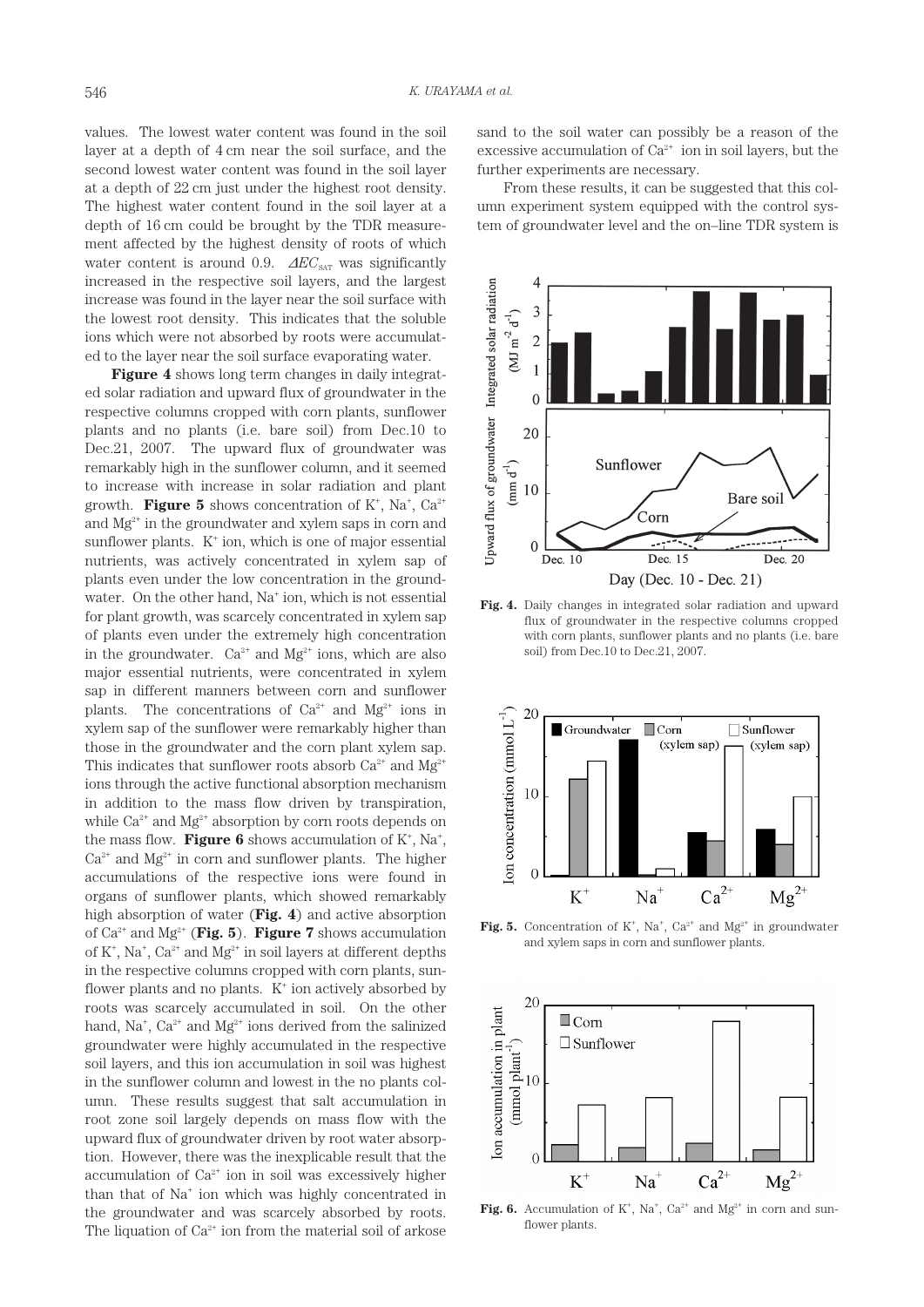values. The lowest water content was found in the soil layer at a depth of 4 cm near the soil surface, and the second lowest water content was found in the soil layer at a depth of 22 cm just under the highest root density. The highest water content found in the soil layer at a depth of 16 cm could be brought by the TDR measurement affected by the highest density of roots of which water content is around 0.9. $\Delta EC_{SAT}$ was significantly increased in the respective soil layers, and the largest increase was found in the layer near the soil surface with the lowest root density. This indicates that the soluble ions which were not absorbed by roots were accumulated to the layer near the soil surface evaporating water.

**Figure 4** shows long term changes in daily integrated solar radiation and upward flux of groundwater in the respective columns cropped with corn plants, sunflower plants and no plants (i.e. bare soil) from Dec.10 to Dec.21, 2007. The upward flux of groundwater was remarkably high in the sunflower column, and it seemed to increase with increase in solar radiation and plant growth. **Figure 5** shows concentration of $K^+$, $Na^+$, $Ca^{2+}$ and $Mg^{2+}$ in the groundwater and xylem saps in corn and sunflower plants. $K^+$ ion, which is one of major essential nutrients, was actively concentrated in xylem sap of plants even under the low concentration in the groundwater. On the other hand, $Na^+$ ion, which is not essential for plant growth, was scarcely concentrated in xylem sap of plants even under the extremely high concentration in the groundwater. $Ca^{2+}$ and $Mg^{2+}$ ions, which are also major essential nutrients, were concentrated in xylem sap in different manners between corn and sunflower plants. The concentrations of $Ca^{2+}$ and $Mg^{2+}$ ions in xylem sap of the sunflower were remarkably higher than those in the groundwater and the corn plant xylem sap. This indicates that sunflower roots absorb $Ca^{2+}$ and $Mg^{2+}$ ions through the active functional absorption mechanism in addition to the mass flow driven by transpiration, while $Ca^{2+}$ and $Mg^{2+}$ absorption by corn roots depends on the mass flow. **Figure 6** shows accumulation of $K^+$, $Na^+$, $Ca^{2+}$ and $Mg^{2+}$ in corn and sunflower plants. The higher accumulations of the respective ions were found in organs of sunflower plants, which showed remarkably high absorption of water (**Fig. 4**) and active absorption of $Ca^{2+}$ and $Mg^{2+}$ (**Fig. 5**). **Figure 7** shows accumulation of $K^+$, $Na^+$, $Ca^{2+}$ and $Mg^{2+}$ in soil layers at different depths in the respective columns cropped with corn plants, sunflower plants and no plants. $K^+$ ion actively absorbed by roots was scarcely accumulated in soil. On the other hand, $Na^+$, $Ca^{2+}$ and $Mg^{2+}$ ions derived from the salinized groundwater were highly accumulated in the respective soil layers, and this ion accumulation in soil was highest in the sunflower column and lowest in the no plants column. These results suggest that salt accumulation in root zone soil largely depends on mass flow with the upward flux of groundwater driven by root water absorption. However, there was the inexplicable result that the accumulation of $Ca^{2+}$ ion in soil was excessively higher than that of $Na^+$ ion which was highly concentrated in the groundwater and was scarcely absorbed by roots. The liquation of $Ca^{2+}$ ion from the material soil of arkose sand to the soil water can possibly be a reason of the excessive accumulation of $Ca^{2+}$ ion in soil layers, but the further experiments are necessary.

From these results, it can be suggested that this column experiment system equipped with the control system of groundwater level and the on–line TDR system is

**Fig. 4.** Daily changes in integrated solar radiation and upward flux of groundwater in the respective columns cropped with corn plants, sunflower plants and no plants (i.e. bare soil) from Dec.10 to Dec.21, 2007.

**Fig. 5.** Concentration of $K^+$, $Na^+$, $Ca^{2+}$ and $Mg^{2+}$ in groundwater and xylem saps in corn and sunflower plants.

**Fig. 6.** Accumulation of $K^+$, $Na^+$, $Ca^{2+}$ and $Mg^{2+}$ in corn and sunflower plants.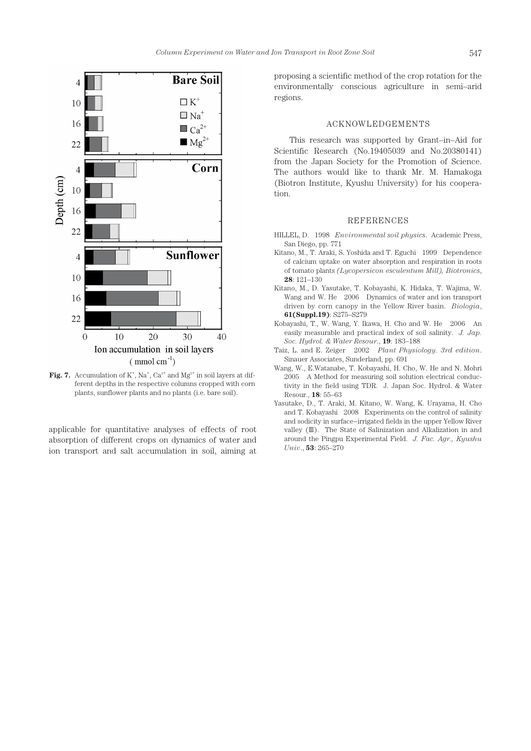Bare Soil

Corn

Sunflower

$K^+$

$Na^+$

$Ca^{2+}$

$Mg^{2+}$

Depth (cm)

4

10

16

22

0 10 20 30 40

Ion accumulation in soil layers

( $mmol\ cm^{-1}$)

**Fig. 7.** Accumulation of $K^+$, $Na^+$, $Ca^{2+}$ and $Mg^{2+}$ in soil layers at different depths in the respective columns cropped with corn plants, sunflower plants and no plants (i.e. bare soil).

applicable for quantitative analyses of effects of root absorption of different crops on dynamics of water and ion transport and salt accumulation in soil, aiming at proposing a scientific method of the crop rotation for the environmentally conscious agriculture in semi–arid regions.

## ACKNOWLEDGEMENTS

This research was supported by Grant–in–Aid for Scientific Research (No.19405039 and No.20380141) from the Japan Society for the Promotion of Science. The authors would like to thank Mr. M. Hamakoga (Biotron Institute, Kyushu University) for his cooperation.

## REFERENCES

HILLEL, D. 1998 *Environmental soil physics*. Academic Press, San Diego, pp. 771

Kitano, M., T. Araki, S. Yoshida and T. Eguchi 1999 Dependence of calcium uptake on water absorption and respiration in roots of tomato plants *(Lycopersicon esculentum Mill), Biotronics*, **28**: 121–130

Kitano, M., D. Yasutake, T. Kobayashi, K. Hidaka, T. Wajima, W. Wang and W. He 2006 Dynamics of water and ion transport driven by corn canopy in the Yellow River basin. *Biologia*, **61(Suppl.19)**: S275–S279

Kobayashi, T., W. Wang, Y. Ikawa, H. Cho and W. He 2006 An easily measurable and practical index of soil salinity. *J. Jap. Soc. Hydrol. & Water Resour.*, **19**: 183–188

Taiz, L. and E. Zeiger 2002 *Plant Physiology. 3rd edition*. Sinauer Associates, Sunderland, pp. 691

Wang, W., E.Watanabe, T. Kobayashi, H. Cho, W. He and N. Mohri 2005 A Method for measuring soil solution electrical conductivity in the field using TDR. J. Japan Soc. Hydrol. & Water Resour., **18**: 55–63

Yasutake, D., T. Araki, M. Kitano, W. Wang, K. Urayama, H. Cho and T. Kobayashi 2008 Experiments on the control of salinity and sodicity in surface–irrigated fields in the upper Yellow River valley (Ⅲ). The State of Salinization and Alkalization in and around the Pingpu Experimental Field. *J. Fac. Agr., Kyushu Univ.*, **53**: 265–270